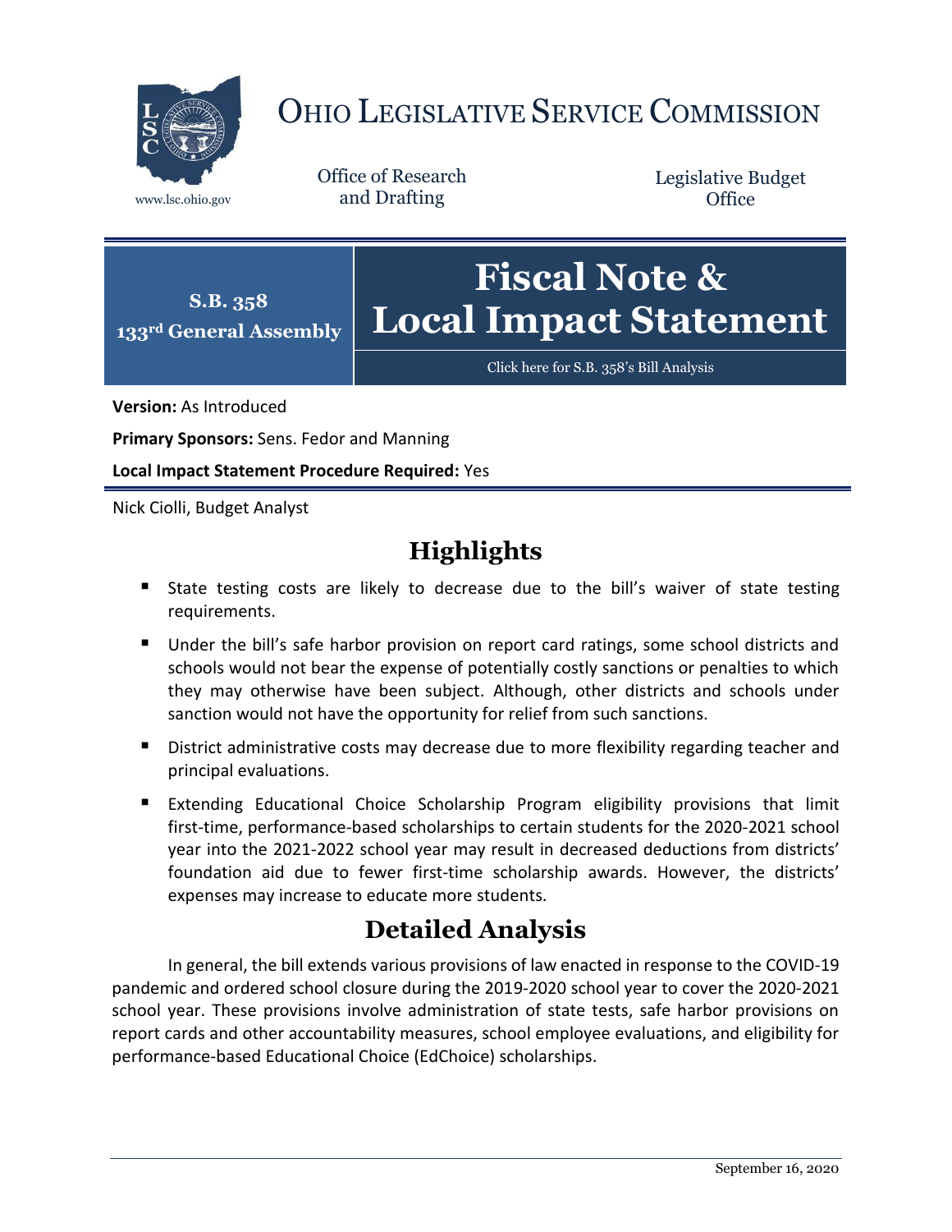# OHIO LEGISLATIVE SERVICE COMMISSION

www.lsc.ohio.gov

Office of Research and Drafting

Legislative Budget Office

**S.B. 358**
**133rd General Assembly**

# Fiscal Note & Local Impact Statement

Click here for S.B. 358's Bill Analysis

**Version:** As Introduced

**Primary Sponsors:** Sens. Fedor and Manning

**Local Impact Statement Procedure Required:** Yes

Nick Ciolli, Budget Analyst

## Highlights

- State testing costs are likely to decrease due to the bill's waiver of state testing requirements.
- Under the bill's safe harbor provision on report card ratings, some school districts and schools would not bear the expense of potentially costly sanctions or penalties to which they may otherwise have been subject. Although, other districts and schools under sanction would not have the opportunity for relief from such sanctions.
- District administrative costs may decrease due to more flexibility regarding teacher and principal evaluations.
- Extending Educational Choice Scholarship Program eligibility provisions that limit first-time, performance-based scholarships to certain students for the 2020-2021 school year into the 2021-2022 school year may result in decreased deductions from districts' foundation aid due to fewer first-time scholarship awards. However, the districts' expenses may increase to educate more students.

## Detailed Analysis

In general, the bill extends various provisions of law enacted in response to the COVID-19 pandemic and ordered school closure during the 2019-2020 school year to cover the 2020-2021 school year. These provisions involve administration of state tests, safe harbor provisions on report cards and other accountability measures, school employee evaluations, and eligibility for performance-based Educational Choice (EdChoice) scholarships.

September 16, 2020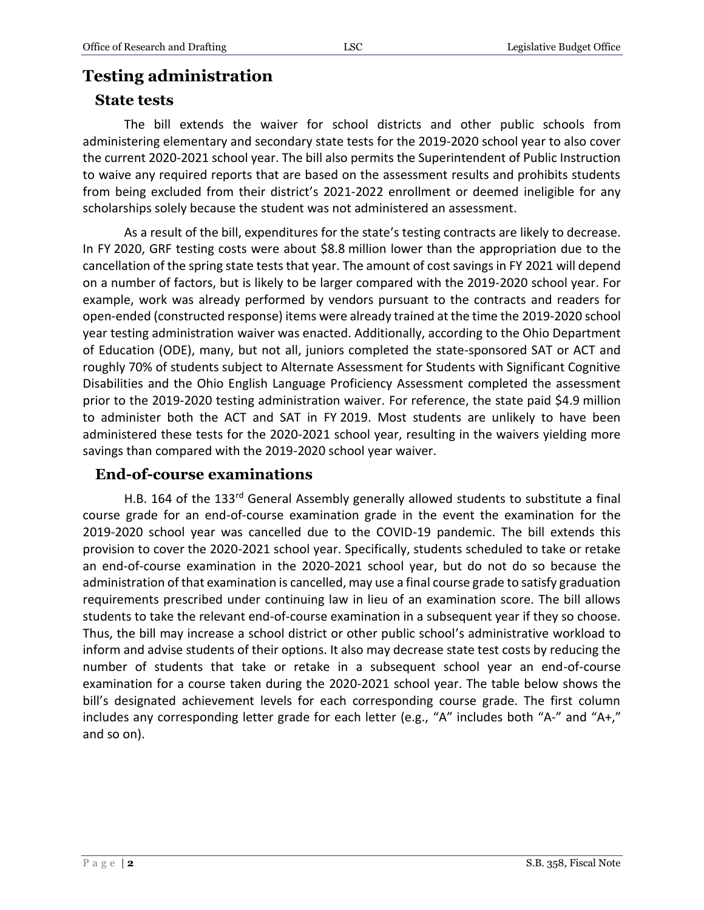## Testing administration

### State tests

The bill extends the waiver for school districts and other public schools from administering elementary and secondary state tests for the 2019-2020 school year to also cover the current 2020-2021 school year. The bill also permits the Superintendent of Public Instruction to waive any required reports that are based on the assessment results and prohibits students from being excluded from their district's 2021-2022 enrollment or deemed ineligible for any scholarships solely because the student was not administered an assessment.

As a result of the bill, expenditures for the state's testing contracts are likely to decrease. In FY 2020, GRF testing costs were about $8.8 million lower than the appropriation due to the cancellation of the spring state tests that year. The amount of cost savings in FY 2021 will depend on a number of factors, but is likely to be larger compared with the 2019-2020 school year. For example, work was already performed by vendors pursuant to the contracts and readers for open-ended (constructed response) items were already trained at the time the 2019-2020 school year testing administration waiver was enacted. Additionally, according to the Ohio Department of Education (ODE), many, but not all, juniors completed the state-sponsored SAT or ACT and roughly 70% of students subject to Alternate Assessment for Students with Significant Cognitive Disabilities and the Ohio English Language Proficiency Assessment completed the assessment prior to the 2019-2020 testing administration waiver. For reference, the state paid $4.9 million to administer both the ACT and SAT in FY 2019. Most students are unlikely to have been administered these tests for the 2020-2021 school year, resulting in the waivers yielding more savings than compared with the 2019-2020 school year waiver.

### End-of-course examinations

H.B. 164 of the 133rd General Assembly generally allowed students to substitute a final course grade for an end-of-course examination grade in the event the examination for the 2019-2020 school year was cancelled due to the COVID-19 pandemic. The bill extends this provision to cover the 2020-2021 school year. Specifically, students scheduled to take or retake an end-of-course examination in the 2020-2021 school year, but do not do so because the administration of that examination is cancelled, may use a final course grade to satisfy graduation requirements prescribed under continuing law in lieu of an examination score. The bill allows students to take the relevant end-of-course examination in a subsequent year if they so choose. Thus, the bill may increase a school district or other public school's administrative workload to inform and advise students of their options. It also may decrease state test costs by reducing the number of students that take or retake in a subsequent school year an end-of-course examination for a course taken during the 2020-2021 school year. The table below shows the bill's designated achievement levels for each corresponding course grade. The first column includes any corresponding letter grade for each letter (e.g., "A" includes both "A-" and "A+," and so on).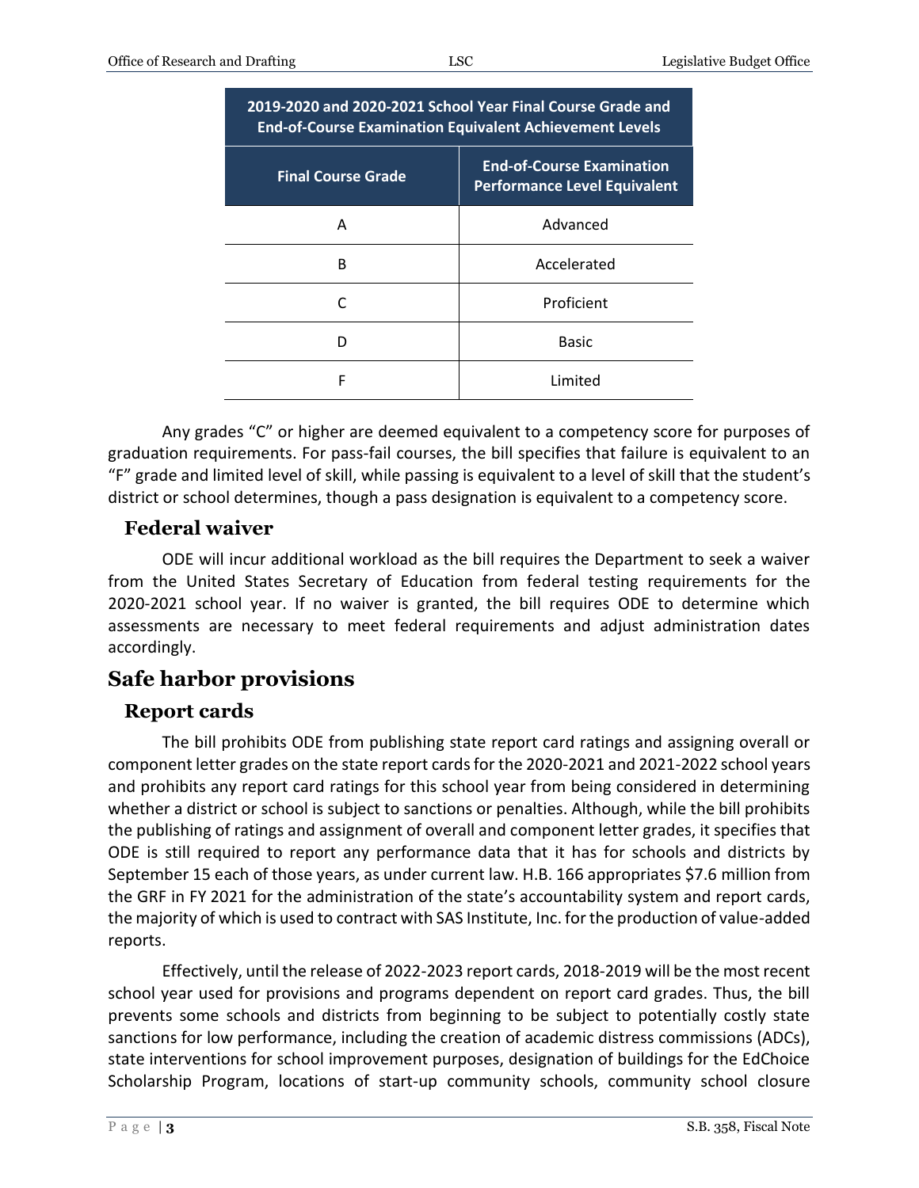| 2019-2020 and 2020-2021 School Year Final Course Grade and End-of-Course Examination Equivalent Achievement Levels | |
|---|---|
| **Final Course Grade** | **End-of-Course Examination Performance Level Equivalent** |
| A | Advanced |
| B | Accelerated |
| C | Proficient |
| D | Basic |
| F | Limited |

Any grades "C" or higher are deemed equivalent to a competency score for purposes of graduation requirements. For pass-fail courses, the bill specifies that failure is equivalent to an "F" grade and limited level of skill, while passing is equivalent to a level of skill that the student's district or school determines, though a pass designation is equivalent to a competency score.

### Federal waiver

ODE will incur additional workload as the bill requires the Department to seek a waiver from the United States Secretary of Education from federal testing requirements for the 2020-2021 school year. If no waiver is granted, the bill requires ODE to determine which assessments are necessary to meet federal requirements and adjust administration dates accordingly.

## Safe harbor provisions

### Report cards

The bill prohibits ODE from publishing state report card ratings and assigning overall or component letter grades on the state report cards for the 2020-2021 and 2021-2022 school years and prohibits any report card ratings for this school year from being considered in determining whether a district or school is subject to sanctions or penalties. Although, while the bill prohibits the publishing of ratings and assignment of overall and component letter grades, it specifies that ODE is still required to report any performance data that it has for schools and districts by September 15 each of those years, as under current law. H.B. 166 appropriates $7.6 million from the GRF in FY 2021 for the administration of the state's accountability system and report cards, the majority of which is used to contract with SAS Institute, Inc. for the production of value-added reports.

Effectively, until the release of 2022-2023 report cards, 2018-2019 will be the most recent school year used for provisions and programs dependent on report card grades. Thus, the bill prevents some schools and districts from beginning to be subject to potentially costly state sanctions for low performance, including the creation of academic distress commissions (ADCs), state interventions for school improvement purposes, designation of buildings for the EdChoice Scholarship Program, locations of start-up community schools, community school closure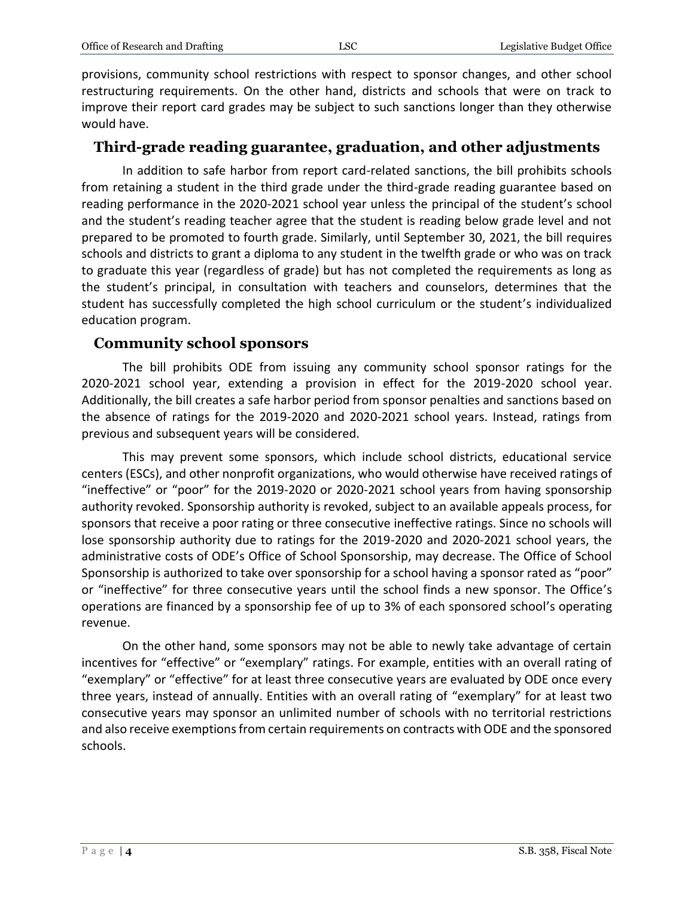provisions, community school restrictions with respect to sponsor changes, and other school restructuring requirements. On the other hand, districts and schools that were on track to improve their report card grades may be subject to such sanctions longer than they otherwise would have.

## Third-grade reading guarantee, graduation, and other adjustments

In addition to safe harbor from report card-related sanctions, the bill prohibits schools from retaining a student in the third grade under the third-grade reading guarantee based on reading performance in the 2020-2021 school year unless the principal of the student's school and the student's reading teacher agree that the student is reading below grade level and not prepared to be promoted to fourth grade. Similarly, until September 30, 2021, the bill requires schools and districts to grant a diploma to any student in the twelfth grade or who was on track to graduate this year (regardless of grade) but has not completed the requirements as long as the student's principal, in consultation with teachers and counselors, determines that the student has successfully completed the high school curriculum or the student's individualized education program.

## Community school sponsors

The bill prohibits ODE from issuing any community school sponsor ratings for the 2020-2021 school year, extending a provision in effect for the 2019-2020 school year. Additionally, the bill creates a safe harbor period from sponsor penalties and sanctions based on the absence of ratings for the 2019-2020 and 2020-2021 school years. Instead, ratings from previous and subsequent years will be considered.

This may prevent some sponsors, which include school districts, educational service centers (ESCs), and other nonprofit organizations, who would otherwise have received ratings of "ineffective" or "poor" for the 2019-2020 or 2020-2021 school years from having sponsorship authority revoked. Sponsorship authority is revoked, subject to an available appeals process, for sponsors that receive a poor rating or three consecutive ineffective ratings. Since no schools will lose sponsorship authority due to ratings for the 2019-2020 and 2020-2021 school years, the administrative costs of ODE's Office of School Sponsorship, may decrease. The Office of School Sponsorship is authorized to take over sponsorship for a school having a sponsor rated as "poor" or "ineffective" for three consecutive years until the school finds a new sponsor. The Office's operations are financed by a sponsorship fee of up to 3% of each sponsored school's operating revenue.

On the other hand, some sponsors may not be able to newly take advantage of certain incentives for "effective" or "exemplary" ratings. For example, entities with an overall rating of "exemplary" or "effective" for at least three consecutive years are evaluated by ODE once every three years, instead of annually. Entities with an overall rating of "exemplary" for at least two consecutive years may sponsor an unlimited number of schools with no territorial restrictions and also receive exemptions from certain requirements on contracts with ODE and the sponsored schools.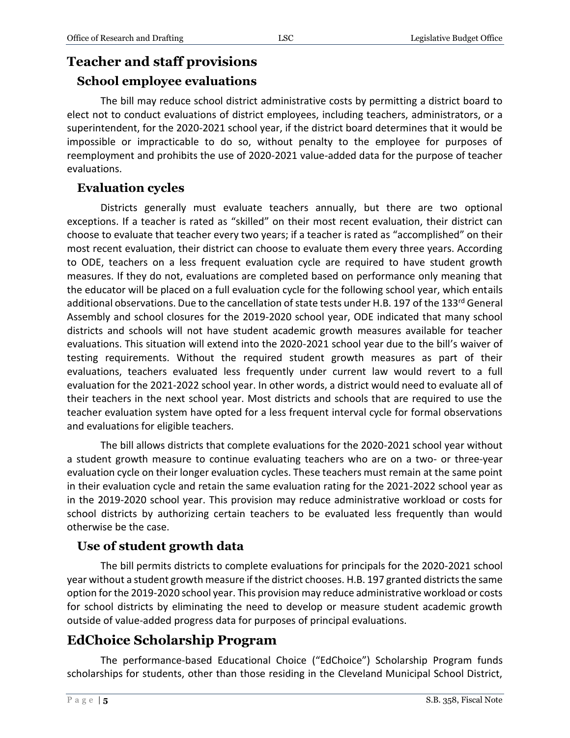## Teacher and staff provisions

### School employee evaluations

The bill may reduce school district administrative costs by permitting a district board to elect not to conduct evaluations of district employees, including teachers, administrators, or a superintendent, for the 2020-2021 school year, if the district board determines that it would be impossible or impracticable to do so, without penalty to the employee for purposes of reemployment and prohibits the use of 2020-2021 value-added data for the purpose of teacher evaluations.

### Evaluation cycles

Districts generally must evaluate teachers annually, but there are two optional exceptions. If a teacher is rated as "skilled" on their most recent evaluation, their district can choose to evaluate that teacher every two years; if a teacher is rated as "accomplished" on their most recent evaluation, their district can choose to evaluate them every three years. According to ODE, teachers on a less frequent evaluation cycle are required to have student growth measures. If they do not, evaluations are completed based on performance only meaning that the educator will be placed on a full evaluation cycle for the following school year, which entails additional observations. Due to the cancellation of state tests under H.B. 197 of the 133rd General Assembly and school closures for the 2019-2020 school year, ODE indicated that many school districts and schools will not have student academic growth measures available for teacher evaluations. This situation will extend into the 2020-2021 school year due to the bill's waiver of testing requirements. Without the required student growth measures as part of their evaluations, teachers evaluated less frequently under current law would revert to a full evaluation for the 2021-2022 school year. In other words, a district would need to evaluate all of their teachers in the next school year. Most districts and schools that are required to use the teacher evaluation system have opted for a less frequent interval cycle for formal observations and evaluations for eligible teachers.

The bill allows districts that complete evaluations for the 2020-2021 school year without a student growth measure to continue evaluating teachers who are on a two- or three-year evaluation cycle on their longer evaluation cycles. These teachers must remain at the same point in their evaluation cycle and retain the same evaluation rating for the 2021-2022 school year as in the 2019-2020 school year. This provision may reduce administrative workload or costs for school districts by authorizing certain teachers to be evaluated less frequently than would otherwise be the case.

### Use of student growth data

The bill permits districts to complete evaluations for principals for the 2020-2021 school year without a student growth measure if the district chooses. H.B. 197 granted districts the same option for the 2019-2020 school year. This provision may reduce administrative workload or costs for school districts by eliminating the need to develop or measure student academic growth outside of value-added progress data for purposes of principal evaluations.

## EdChoice Scholarship Program

The performance-based Educational Choice ("EdChoice") Scholarship Program funds scholarships for students, other than those residing in the Cleveland Municipal School District,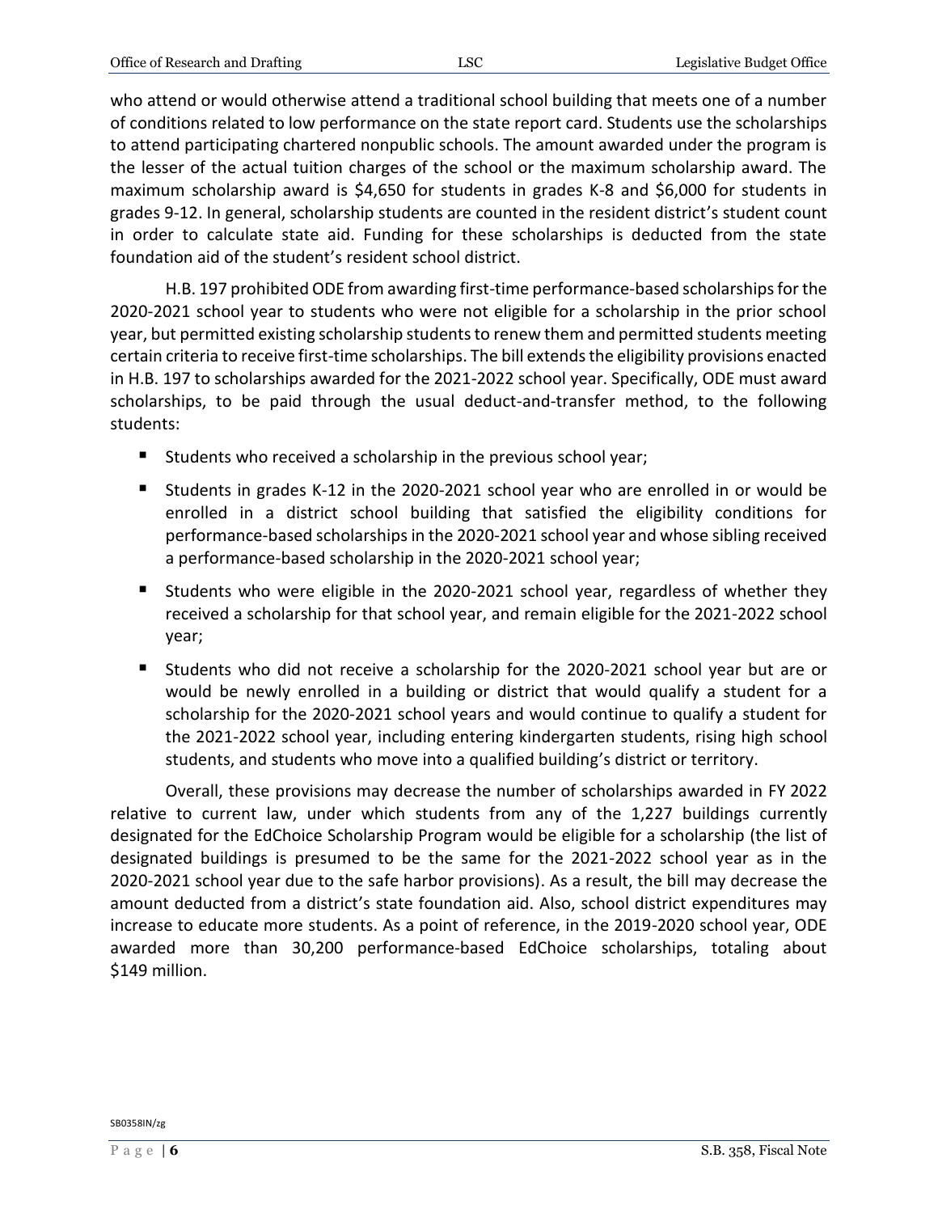who attend or would otherwise attend a traditional school building that meets one of a number of conditions related to low performance on the state report card. Students use the scholarships to attend participating chartered nonpublic schools. The amount awarded under the program is the lesser of the actual tuition charges of the school or the maximum scholarship award. The maximum scholarship award is $4,650 for students in grades K-8 and $6,000 for students in grades 9-12. In general, scholarship students are counted in the resident district's student count in order to calculate state aid. Funding for these scholarships is deducted from the state foundation aid of the student's resident school district.

H.B. 197 prohibited ODE from awarding first-time performance-based scholarships for the 2020-2021 school year to students who were not eligible for a scholarship in the prior school year, but permitted existing scholarship students to renew them and permitted students meeting certain criteria to receive first-time scholarships. The bill extends the eligibility provisions enacted in H.B. 197 to scholarships awarded for the 2021-2022 school year. Specifically, ODE must award scholarships, to be paid through the usual deduct-and-transfer method, to the following students:

- Students who received a scholarship in the previous school year;
- Students in grades K-12 in the 2020-2021 school year who are enrolled in or would be enrolled in a district school building that satisfied the eligibility conditions for performance-based scholarships in the 2020-2021 school year and whose sibling received a performance-based scholarship in the 2020-2021 school year;
- Students who were eligible in the 2020-2021 school year, regardless of whether they received a scholarship for that school year, and remain eligible for the 2021-2022 school year;
- Students who did not receive a scholarship for the 2020-2021 school year but are or would be newly enrolled in a building or district that would qualify a student for a scholarship for the 2020-2021 school years and would continue to qualify a student for the 2021-2022 school year, including entering kindergarten students, rising high school students, and students who move into a qualified building's district or territory.

Overall, these provisions may decrease the number of scholarships awarded in FY 2022 relative to current law, under which students from any of the 1,227 buildings currently designated for the EdChoice Scholarship Program would be eligible for a scholarship (the list of designated buildings is presumed to be the same for the 2021-2022 school year as in the 2020-2021 school year due to the safe harbor provisions). As a result, the bill may decrease the amount deducted from a district's state foundation aid. Also, school district expenditures may increase to educate more students. As a point of reference, in the 2019-2020 school year, ODE awarded more than 30,200 performance-based EdChoice scholarships, totaling about $149 million.

SB0358IN/zg